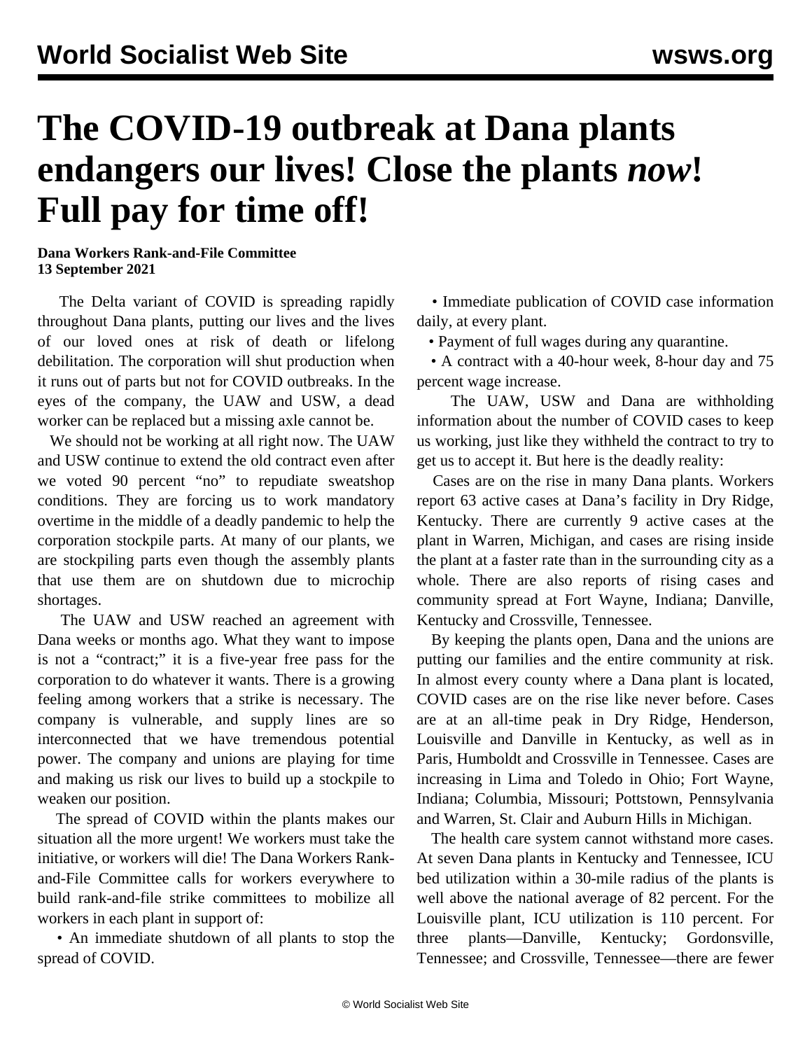# The COVID-19 outbreak at Dana plants endangers our lives! Close the plants *now*! Full pay for time off!

**Dana Workers Rank-and-File Committee**
**13 September 2021**

The Delta variant of COVID is spreading rapidly throughout Dana plants, putting our lives and the lives of our loved ones at risk of death or lifelong debilitation. The corporation will shut production when it runs out of parts but not for COVID outbreaks. In the eyes of the company, the UAW and USW, a dead worker can be replaced but a missing axle cannot be.

We should not be working at all right now. The UAW and USW continue to extend the old contract even after we voted 90 percent "no" to repudiate sweatshop conditions. They are forcing us to work mandatory overtime in the middle of a deadly pandemic to help the corporation stockpile parts. At many of our plants, we are stockpiling parts even though the assembly plants that use them are on shutdown due to microchip shortages.

The UAW and USW reached an agreement with Dana weeks or months ago. What they want to impose is not a "contract;" it is a five-year free pass for the corporation to do whatever it wants. There is a growing feeling among workers that a strike is necessary. The company is vulnerable, and supply lines are so interconnected that we have tremendous potential power. The company and unions are playing for time and making us risk our lives to build up a stockpile to weaken our position.

The spread of COVID within the plants makes our situation all the more urgent! We workers must take the initiative, or workers will die! The Dana Workers Rank-and-File Committee calls for workers everywhere to build rank-and-file strike committees to mobilize all workers in each plant in support of:

- An immediate shutdown of all plants to stop the spread of COVID.
- Immediate publication of COVID case information daily, at every plant.
- Payment of full wages during any quarantine.
- A contract with a 40-hour week, 8-hour day and 75 percent wage increase.

The UAW, USW and Dana are withholding information about the number of COVID cases to keep us working, just like they withheld the contract to try to get us to accept it. But here is the deadly reality:

Cases are on the rise in many Dana plants. Workers report 63 active cases at Dana's facility in Dry Ridge, Kentucky. There are currently 9 active cases at the plant in Warren, Michigan, and cases are rising inside the plant at a faster rate than in the surrounding city as a whole. There are also reports of rising cases and community spread at Fort Wayne, Indiana; Danville, Kentucky and Crossville, Tennessee.

By keeping the plants open, Dana and the unions are putting our families and the entire community at risk. In almost every county where a Dana plant is located, COVID cases are on the rise like never before. Cases are at an all-time peak in Dry Ridge, Henderson, Louisville and Danville in Kentucky, as well as in Paris, Humboldt and Crossville in Tennessee. Cases are increasing in Lima and Toledo in Ohio; Fort Wayne, Indiana; Columbia, Missouri; Pottstown, Pennsylvania and Warren, St. Clair and Auburn Hills in Michigan.

The health care system cannot withstand more cases. At seven Dana plants in Kentucky and Tennessee, ICU bed utilization within a 30-mile radius of the plants is well above the national average of 82 percent. For the Louisville plant, ICU utilization is 110 percent. For three plants—Danville, Kentucky; Gordonsville, Tennessee; and Crossville, Tennessee—there are fewer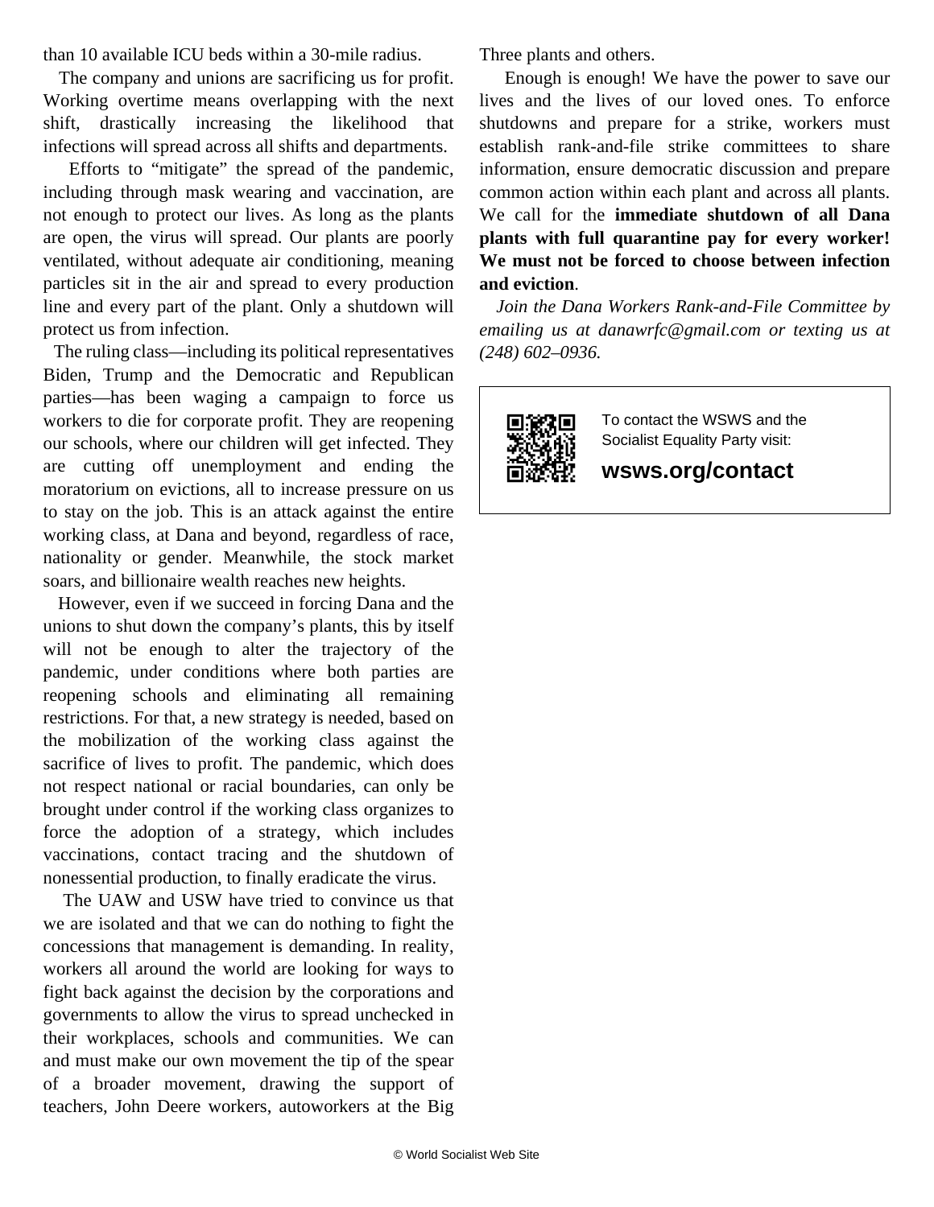than 10 available ICU beds within a 30-mile radius.

The company and unions are sacrificing us for profit. Working overtime means overlapping with the next shift, drastically increasing the likelihood that infections will spread across all shifts and departments.

Efforts to "mitigate" the spread of the pandemic, including through mask wearing and vaccination, are not enough to protect our lives. As long as the plants are open, the virus will spread. Our plants are poorly ventilated, without adequate air conditioning, meaning particles sit in the air and spread to every production line and every part of the plant. Only a shutdown will protect us from infection.

The ruling class—including its political representatives Biden, Trump and the Democratic and Republican parties—has been waging a campaign to force us workers to die for corporate profit. They are reopening our schools, where our children will get infected. They are cutting off unemployment and ending the moratorium on evictions, all to increase pressure on us to stay on the job. This is an attack against the entire working class, at Dana and beyond, regardless of race, nationality or gender. Meanwhile, the stock market soars, and billionaire wealth reaches new heights.

However, even if we succeed in forcing Dana and the unions to shut down the company's plants, this by itself will not be enough to alter the trajectory of the pandemic, under conditions where both parties are reopening schools and eliminating all remaining restrictions. For that, a new strategy is needed, based on the mobilization of the working class against the sacrifice of lives to profit. The pandemic, which does not respect national or racial boundaries, can only be brought under control if the working class organizes to force the adoption of a strategy, which includes vaccinations, contact tracing and the shutdown of nonessential production, to finally eradicate the virus.

The UAW and USW have tried to convince us that we are isolated and that we can do nothing to fight the concessions that management is demanding. In reality, workers all around the world are looking for ways to fight back against the decision by the corporations and governments to allow the virus to spread unchecked in their workplaces, schools and communities. We can and must make our own movement the tip of the spear of a broader movement, drawing the support of teachers, John Deere workers, autoworkers at the Big Three plants and others.

Enough is enough! We have the power to save our lives and the lives of our loved ones. To enforce shutdowns and prepare for a strike, workers must establish rank-and-file strike committees to share information, ensure democratic discussion and prepare common action within each plant and across all plants. We call for the **immediate shutdown of all Dana plants with full quarantine pay for every worker! We must not be forced to choose between infection and eviction**.

*Join the Dana Workers Rank-and-File Committee by emailing us at danawrfc@gmail.com or texting us at (248) 602–0936.*

To contact the WSWS and the Socialist Equality Party visit:

**wsws.org/contact**